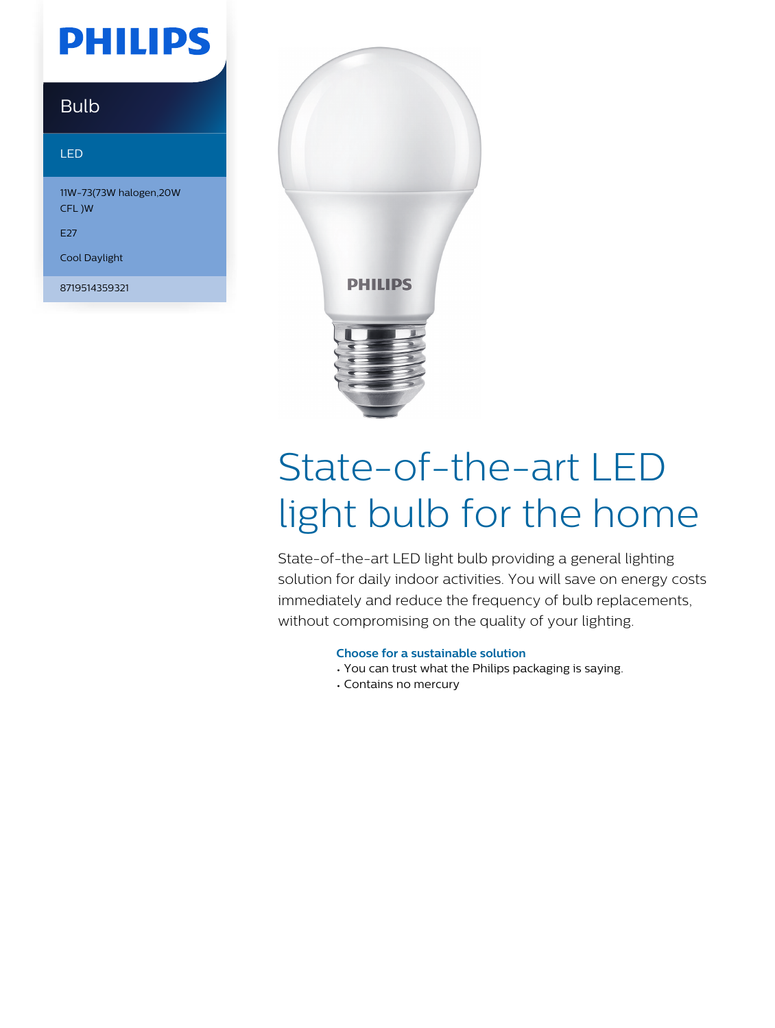PHILIPS

Bulb

LED

11W-73(73W halogen,20W CFL )W

E27

Cool Daylight

8719514359321

# State-of-the-art LED light bulb for the home

State-of-the-art LED light bulb providing a general lighting solution for daily indoor activities. You will save on energy costs immediately and reduce the frequency of bulb replacements, without compromising on the quality of your lighting.

### Choose for a sustainable solution

- You can trust what the Philips packaging is saying.
- Contains no mercury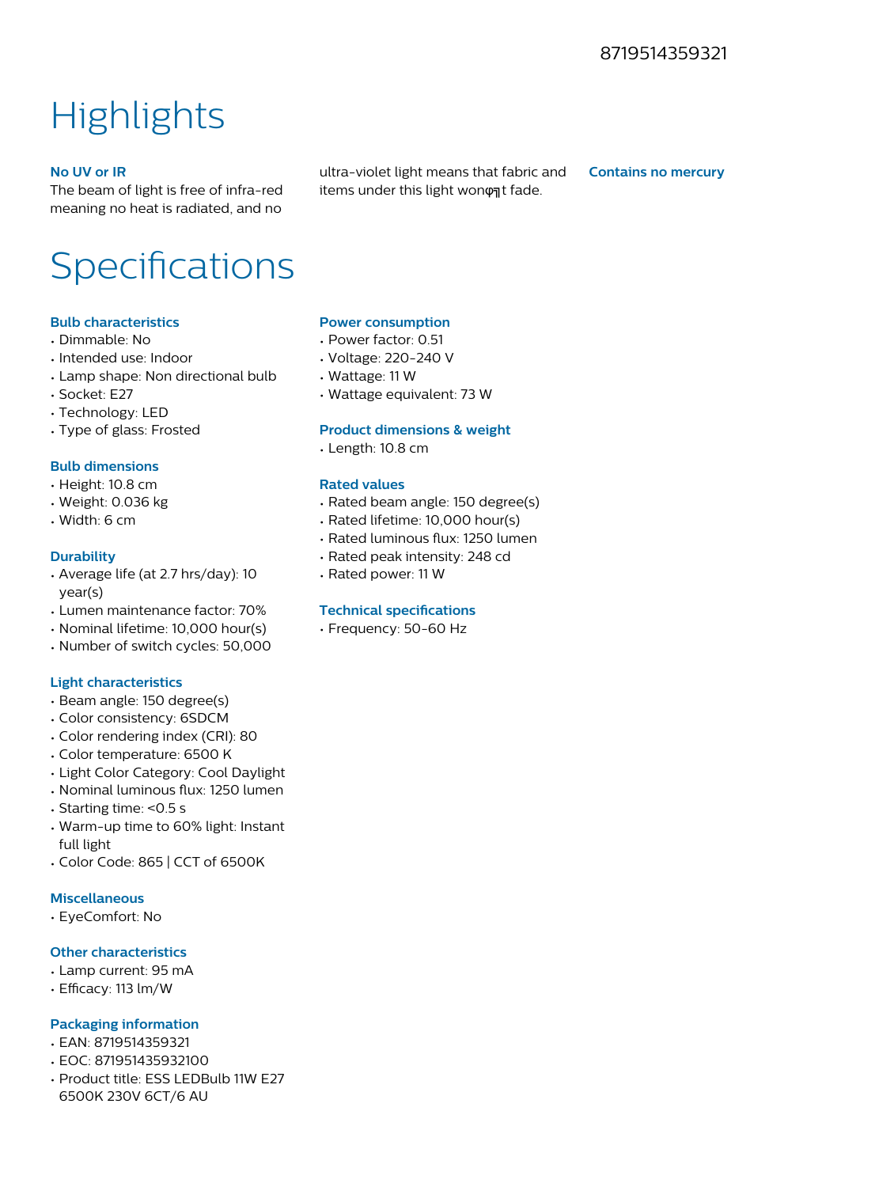8719514359321

# Highlights

**No UV or IR**

The beam of light is free of infra-red meaning no heat is radiated, and no ultra-violet light means that fabric and items under this light wonφ╗t fade.

**Contains no mercury**

# Specifications

**Bulb characteristics**

- Dimmable: No
- Intended use: Indoor
- Lamp shape: Non directional bulb
- Socket: E27
- Technology: LED
- Type of glass: Frosted

**Bulb dimensions**

- Height: 10.8 cm
- Weight: 0.036 kg
- Width: 6 cm

**Durability**

- Average life (at 2.7 hrs/day): 10 year(s)
- Lumen maintenance factor: 70%
- Nominal lifetime: 10,000 hour(s)
- Number of switch cycles: 50,000

**Light characteristics**

- Beam angle: 150 degree(s)
- Color consistency: 6SDCM
- Color rendering index (CRI): 80
- Color temperature: 6500 K
- Light Color Category: Cool Daylight
- Nominal luminous flux: 1250 lumen
- Starting time: <0.5 s
- Warm-up time to 60% light: Instant full light
- Color Code: 865 | CCT of 6500K

**Miscellaneous**

- EyeComfort: No

**Other characteristics**

- Lamp current: 95 mA
- Efficacy: 113 lm/W

**Packaging information**

- EAN: 8719514359321
- EOC: 871951435932100
- Product title: ESS LEDBulb 11W E27 6500K 230V 6CT/6 AU

**Power consumption**

- Power factor: 0.51
- Voltage: 220-240 V
- Wattage: 11 W
- Wattage equivalent: 73 W

**Product dimensions & weight**

- Length: 10.8 cm

**Rated values**

- Rated beam angle: 150 degree(s)
- Rated lifetime: 10,000 hour(s)
- Rated luminous flux: 1250 lumen
- Rated peak intensity: 248 cd
- Rated power: 11 W

**Technical specifications**

- Frequency: 50-60 Hz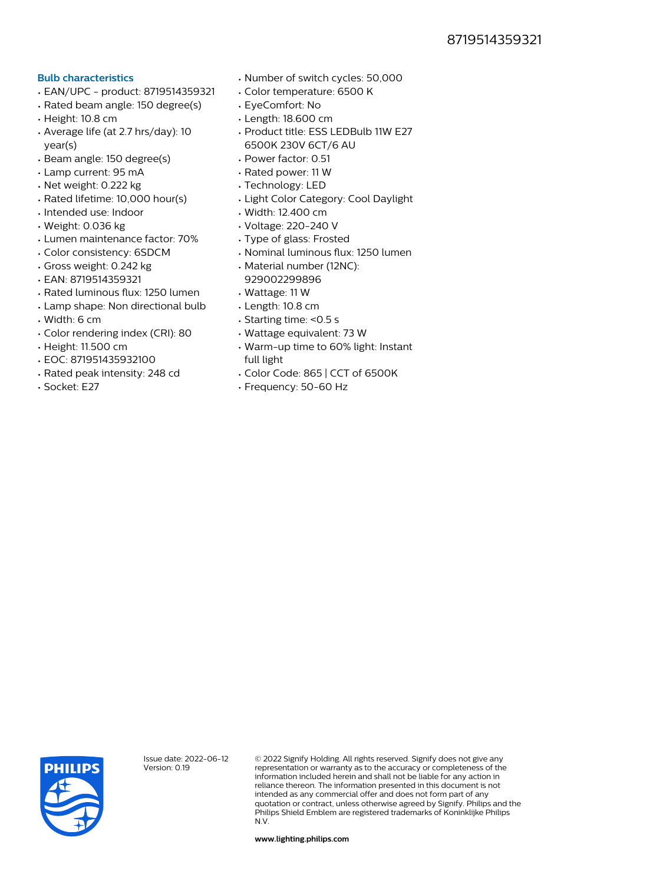### Bulb characteristics

- EAN/UPC - product: 8719514359321
- Rated beam angle: 150 degree(s)
- Height: 10.8 cm
- Average life (at 2.7 hrs/day): 10 year(s)
- Beam angle: 150 degree(s)
- Lamp current: 95 mA
- Net weight: 0.222 kg
- Rated lifetime: 10,000 hour(s)
- Intended use: Indoor
- Weight: 0.036 kg
- Lumen maintenance factor: 70%
- Color consistency: 6SDCM
- Gross weight: 0.242 kg
- EAN: 8719514359321
- Rated luminous flux: 1250 lumen
- Lamp shape: Non directional bulb
- Width: 6 cm
- Color rendering index (CRI): 80
- Height: 11.500 cm
- EOC: 871951435932100
- Rated peak intensity: 248 cd
- Socket: E27
- Number of switch cycles: 50,000
- Color temperature: 6500 K
- EyeComfort: No
- Length: 18.600 cm
- Product title: ESS LEDBulb 11W E27 6500K 230V 6CT/6 AU
- Power factor: 0.51
- Rated power: 11 W
- Technology: LED
- Light Color Category: Cool Daylight
- Width: 12.400 cm
- Voltage: 220-240 V
- Type of glass: Frosted
- Nominal luminous flux: 1250 lumen
- Material number (12NC): 929002299896
- Wattage: 11 W
- Length: 10.8 cm
- Starting time: <0.5 s
- Wattage equivalent: 73 W
- Warm-up time to 60% light: Instant full light
- Color Code: 865 | CCT of 6500K
- Frequency: 50-60 Hz

Issue date: 2022-06-12
Version: 0.19

© 2022 Signify Holding. All rights reserved. Signify does not give any representation or warranty as to the accuracy or completeness of the information included herein and shall not be liable for any action in reliance thereon. The information presented in this document is not intended as any commercial offer and does not form part of any quotation or contract, unless otherwise agreed by Signify. Philips and the Philips Shield Emblem are registered trademarks of Koninklijke Philips N.V.

**www.lighting.philips.com**